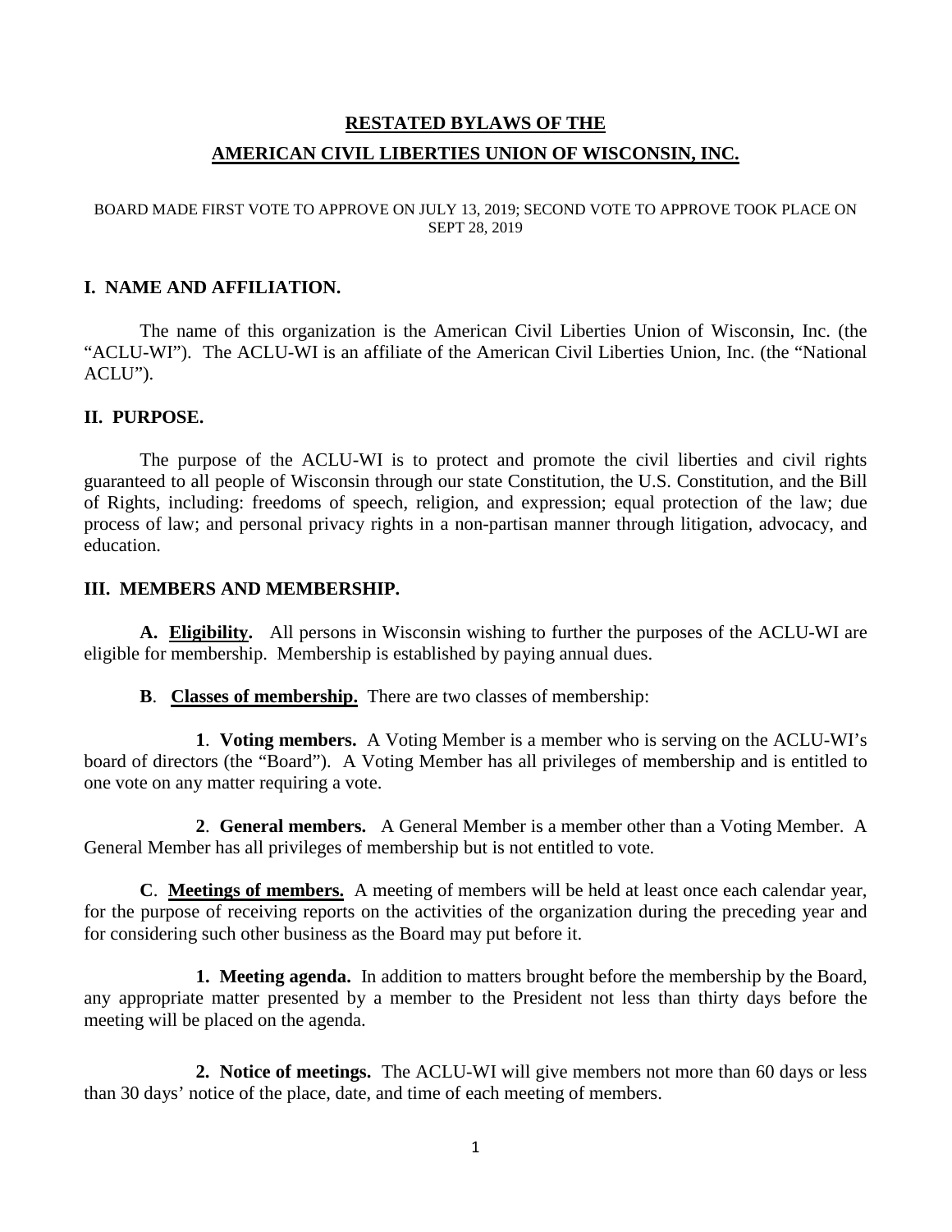# RESTATED BYLAWS OF THE AMERICAN CIVIL LIBERTIES UNION OF WISCONSIN, INC.

BOARD MADE FIRST VOTE TO APPROVE ON JULY 13, 2019; SECOND VOTE TO APPROVE TOOK PLACE ON SEPT 28, 2019

## I. NAME AND AFFILIATION.

The name of this organization is the American Civil Liberties Union of Wisconsin, Inc. (the "ACLU-WI"). The ACLU-WI is an affiliate of the American Civil Liberties Union, Inc. (the "National ACLU").

## II. PURPOSE.

The purpose of the ACLU-WI is to protect and promote the civil liberties and civil rights guaranteed to all people of Wisconsin through our state Constitution, the U.S. Constitution, and the Bill of Rights, including: freedoms of speech, religion, and expression; equal protection of the law; due process of law; and personal privacy rights in a non-partisan manner through litigation, advocacy, and education.

## III. MEMBERS AND MEMBERSHIP.

**A. Eligibility.** All persons in Wisconsin wishing to further the purposes of the ACLU-WI are eligible for membership. Membership is established by paying annual dues.

**B. Classes of membership.** There are two classes of membership:

**1. Voting members.** A Voting Member is a member who is serving on the ACLU-WI's board of directors (the "Board"). A Voting Member has all privileges of membership and is entitled to one vote on any matter requiring a vote.

**2. General members.** A General Member is a member other than a Voting Member. A General Member has all privileges of membership but is not entitled to vote.

**C. Meetings of members.** A meeting of members will be held at least once each calendar year, for the purpose of receiving reports on the activities of the organization during the preceding year and for considering such other business as the Board may put before it.

**1. Meeting agenda.** In addition to matters brought before the membership by the Board, any appropriate matter presented by a member to the President not less than thirty days before the meeting will be placed on the agenda.

**2. Notice of meetings.** The ACLU-WI will give members not more than 60 days or less than 30 days' notice of the place, date, and time of each meeting of members.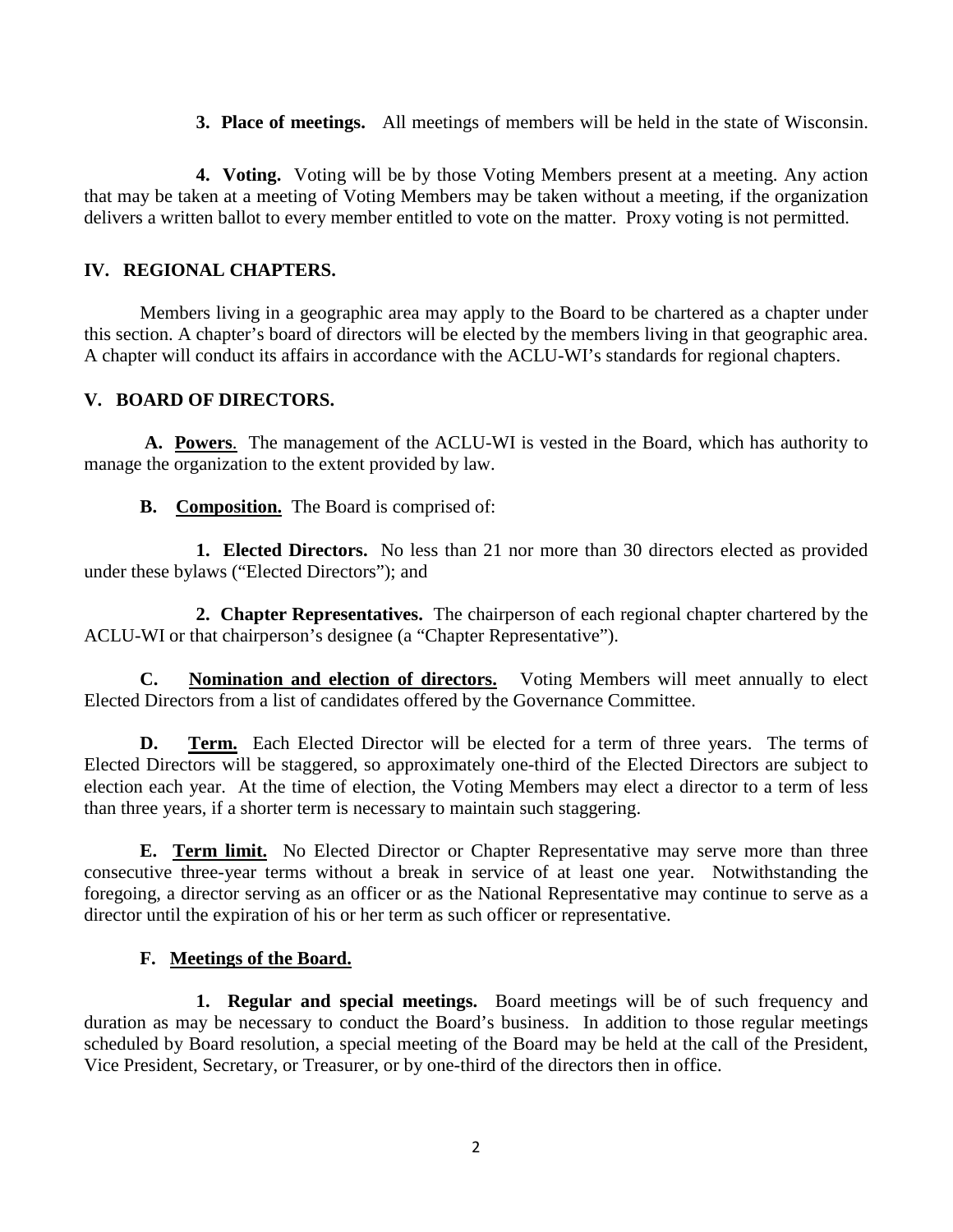**3. Place of meetings.** All meetings of members will be held in the state of Wisconsin.

**4. Voting.** Voting will be by those Voting Members present at a meeting. Any action that may be taken at a meeting of Voting Members may be taken without a meeting, if the organization delivers a written ballot to every member entitled to vote on the matter. Proxy voting is not permitted.

## IV. REGIONAL CHAPTERS.

Members living in a geographic area may apply to the Board to be chartered as a chapter under this section. A chapter's board of directors will be elected by the members living in that geographic area. A chapter will conduct its affairs in accordance with the ACLU-WI's standards for regional chapters.

## V. BOARD OF DIRECTORS.

**A. Powers**. The management of the ACLU-WI is vested in the Board, which has authority to manage the organization to the extent provided by law.

**B. Composition.** The Board is comprised of:

**1. Elected Directors.** No less than 21 nor more than 30 directors elected as provided under these bylaws ("Elected Directors"); and

**2. Chapter Representatives.** The chairperson of each regional chapter chartered by the ACLU-WI or that chairperson's designee (a "Chapter Representative").

**C. Nomination and election of directors.** Voting Members will meet annually to elect Elected Directors from a list of candidates offered by the Governance Committee.

**D. Term.** Each Elected Director will be elected for a term of three years. The terms of Elected Directors will be staggered, so approximately one-third of the Elected Directors are subject to election each year. At the time of election, the Voting Members may elect a director to a term of less than three years, if a shorter term is necessary to maintain such staggering.

**E. Term limit.** No Elected Director or Chapter Representative may serve more than three consecutive three-year terms without a break in service of at least one year. Notwithstanding the foregoing, a director serving as an officer or as the National Representative may continue to serve as a director until the expiration of his or her term as such officer or representative.

**F. Meetings of the Board.**

**1. Regular and special meetings.** Board meetings will be of such frequency and duration as may be necessary to conduct the Board's business. In addition to those regular meetings scheduled by Board resolution, a special meeting of the Board may be held at the call of the President, Vice President, Secretary, or Treasurer, or by one-third of the directors then in office.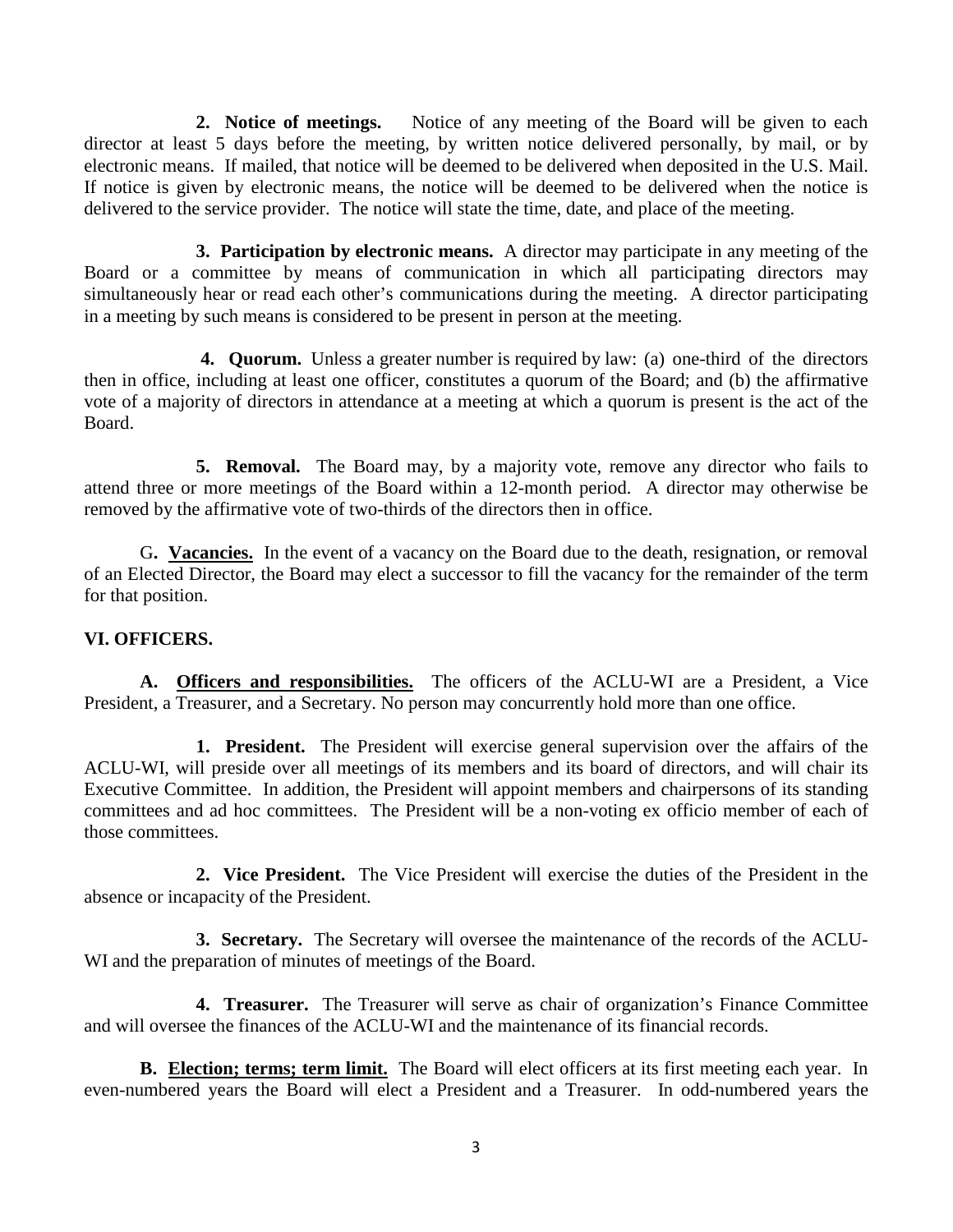**2. Notice of meetings.** Notice of any meeting of the Board will be given to each director at least 5 days before the meeting, by written notice delivered personally, by mail, or by electronic means. If mailed, that notice will be deemed to be delivered when deposited in the U.S. Mail. If notice is given by electronic means, the notice will be deemed to be delivered when the notice is delivered to the service provider. The notice will state the time, date, and place of the meeting.

**3. Participation by electronic means.** A director may participate in any meeting of the Board or a committee by means of communication in which all participating directors may simultaneously hear or read each other's communications during the meeting. A director participating in a meeting by such means is considered to be present in person at the meeting.

**4. Quorum.** Unless a greater number is required by law: (a) one-third of the directors then in office, including at least one officer, constitutes a quorum of the Board; and (b) the affirmative vote of a majority of directors in attendance at a meeting at which a quorum is present is the act of the Board.

**5. Removal.** The Board may, by a majority vote, remove any director who fails to attend three or more meetings of the Board within a 12-month period. A director may otherwise be removed by the affirmative vote of two-thirds of the directors then in office.

G**. <u>Vacancies.</u>** In the event of a vacancy on the Board due to the death, resignation, or removal of an Elected Director, the Board may elect a successor to fill the vacancy for the remainder of the term for that position.

## VI. OFFICERS.

**A. <u>Officers and responsibilities.</u>** The officers of the ACLU-WI are a President, a Vice President, a Treasurer, and a Secretary. No person may concurrently hold more than one office.

**1. President.** The President will exercise general supervision over the affairs of the ACLU-WI, will preside over all meetings of its members and its board of directors, and will chair its Executive Committee. In addition, the President will appoint members and chairpersons of its standing committees and ad hoc committees. The President will be a non-voting ex officio member of each of those committees.

**2. Vice President.** The Vice President will exercise the duties of the President in the absence or incapacity of the President.

**3. Secretary.** The Secretary will oversee the maintenance of the records of the ACLU-WI and the preparation of minutes of meetings of the Board.

**4. Treasurer.** The Treasurer will serve as chair of organization's Finance Committee and will oversee the finances of the ACLU-WI and the maintenance of its financial records.

**B. <u>Election; terms; term limit.</u>** The Board will elect officers at its first meeting each year. In even-numbered years the Board will elect a President and a Treasurer. In odd-numbered years the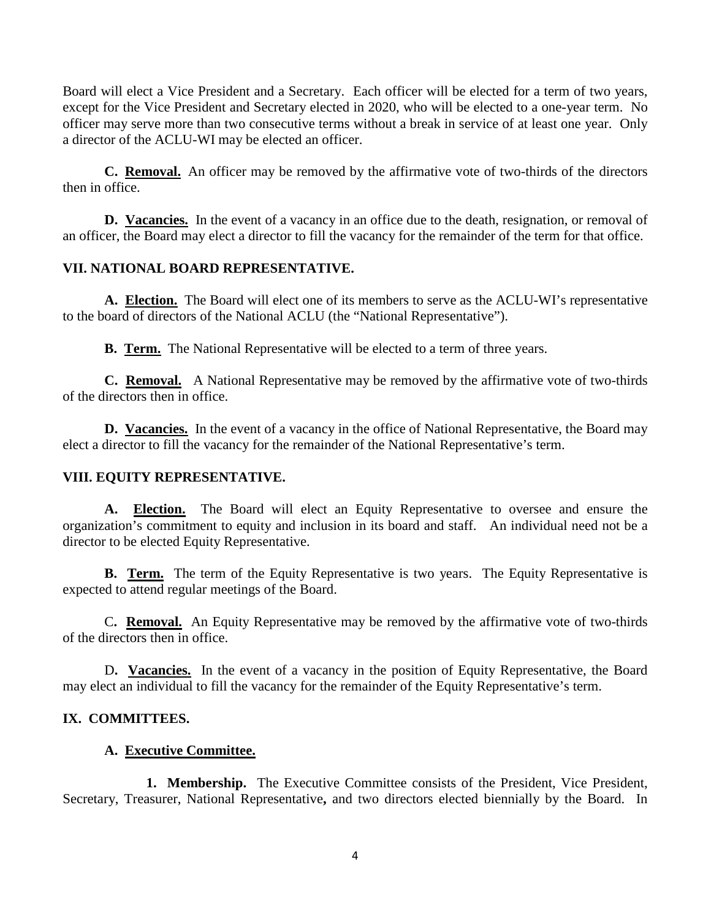Board will elect a Vice President and a Secretary. Each officer will be elected for a term of two years, except for the Vice President and Secretary elected in 2020, who will be elected to a one-year term. No officer may serve more than two consecutive terms without a break in service of at least one year. Only a director of the ACLU-WI may be elected an officer.

**C. Removal.** An officer may be removed by the affirmative vote of two-thirds of the directors then in office.

**D. Vacancies.** In the event of a vacancy in an office due to the death, resignation, or removal of an officer, the Board may elect a director to fill the vacancy for the remainder of the term for that office.

## VII. NATIONAL BOARD REPRESENTATIVE.

**A. Election.** The Board will elect one of its members to serve as the ACLU-WI's representative to the board of directors of the National ACLU (the "National Representative").

**B. Term.** The National Representative will be elected to a term of three years.

**C. Removal.** A National Representative may be removed by the affirmative vote of two-thirds of the directors then in office.

**D. Vacancies.** In the event of a vacancy in the office of National Representative, the Board may elect a director to fill the vacancy for the remainder of the National Representative's term.

## VIII. EQUITY REPRESENTATIVE.

**A. Election.** The Board will elect an Equity Representative to oversee and ensure the organization's commitment to equity and inclusion in its board and staff. An individual need not be a director to be elected Equity Representative.

**B. Term.** The term of the Equity Representative is two years. The Equity Representative is expected to attend regular meetings of the Board.

C**. Removal.** An Equity Representative may be removed by the affirmative vote of two-thirds of the directors then in office.

D**. Vacancies.** In the event of a vacancy in the position of Equity Representative, the Board may elect an individual to fill the vacancy for the remainder of the Equity Representative's term.

## IX. COMMITTEES.

### A. Executive Committee.

**1. Membership.** The Executive Committee consists of the President, Vice President, Secretary, Treasurer, National Representative**,** and two directors elected biennially by the Board. In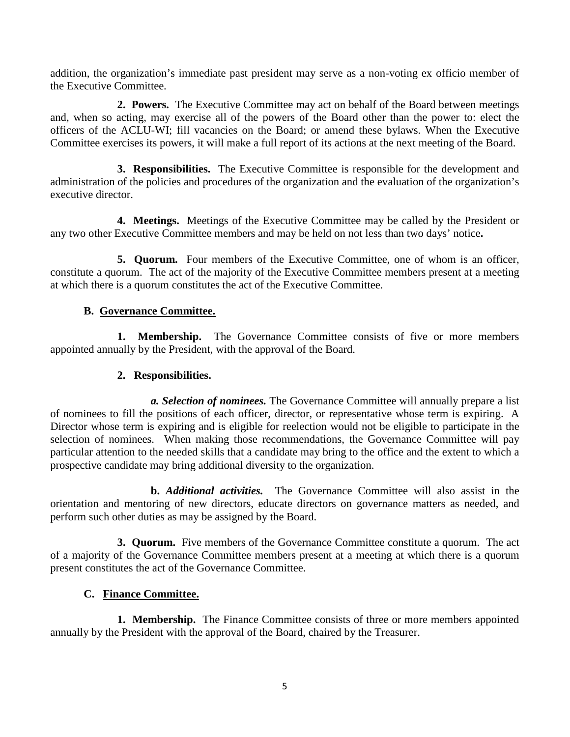addition, the organization's immediate past president may serve as a non-voting ex officio member of the Executive Committee.

**2. Powers.** The Executive Committee may act on behalf of the Board between meetings and, when so acting, may exercise all of the powers of the Board other than the power to: elect the officers of the ACLU-WI; fill vacancies on the Board; or amend these bylaws. When the Executive Committee exercises its powers, it will make a full report of its actions at the next meeting of the Board.

**3. Responsibilities.** The Executive Committee is responsible for the development and administration of the policies and procedures of the organization and the evaluation of the organization's executive director.

**4. Meetings.** Meetings of the Executive Committee may be called by the President or any two other Executive Committee members and may be held on not less than two days' notice**.**

**5. Quorum.** Four members of the Executive Committee, one of whom is an officer, constitute a quorum. The act of the majority of the Executive Committee members present at a meeting at which there is a quorum constitutes the act of the Executive Committee.

**B. Governance Committee.**

**1. Membership.** The Governance Committee consists of five or more members appointed annually by the President, with the approval of the Board.

**2. Responsibilities.**

***a. Selection of nominees.*** The Governance Committee will annually prepare a list of nominees to fill the positions of each officer, director, or representative whose term is expiring. A Director whose term is expiring and is eligible for reelection would not be eligible to participate in the selection of nominees. When making those recommendations, the Governance Committee will pay particular attention to the needed skills that a candidate may bring to the office and the extent to which a prospective candidate may bring additional diversity to the organization.

**b.** ***Additional activities.*** The Governance Committee will also assist in the orientation and mentoring of new directors, educate directors on governance matters as needed, and perform such other duties as may be assigned by the Board.

**3. Quorum.** Five members of the Governance Committee constitute a quorum. The act of a majority of the Governance Committee members present at a meeting at which there is a quorum present constitutes the act of the Governance Committee.

**C. Finance Committee.**

**1. Membership.** The Finance Committee consists of three or more members appointed annually by the President with the approval of the Board, chaired by the Treasurer.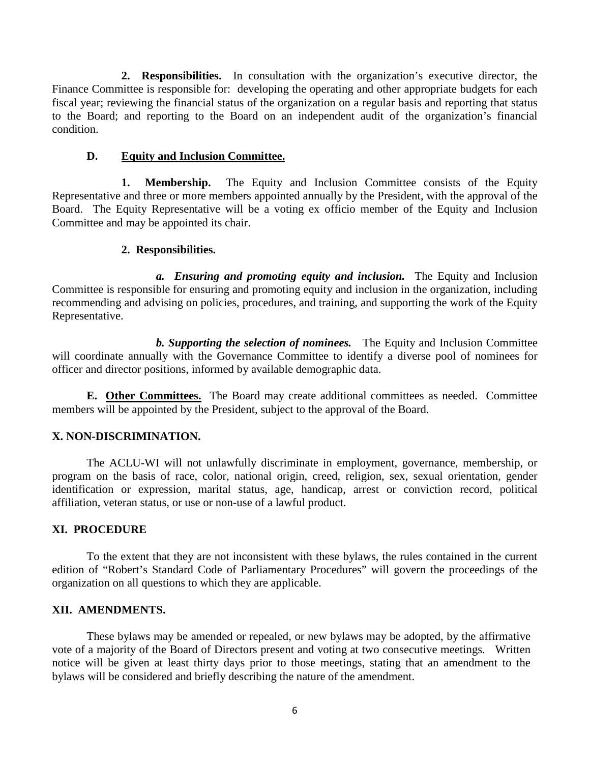**2. Responsibilities.** In consultation with the organization's executive director, the Finance Committee is responsible for: developing the operating and other appropriate budgets for each fiscal year; reviewing the financial status of the organization on a regular basis and reporting that status to the Board; and reporting to the Board on an independent audit of the organization's financial condition.

### D. Equity and Inclusion Committee.

**1. Membership.** The Equity and Inclusion Committee consists of the Equity Representative and three or more members appointed annually by the President, with the approval of the Board. The Equity Representative will be a voting ex officio member of the Equity and Inclusion Committee and may be appointed its chair.

**2. Responsibilities.**

***a. Ensuring and promoting equity and inclusion.*** The Equity and Inclusion Committee is responsible for ensuring and promoting equity and inclusion in the organization, including recommending and advising on policies, procedures, and training, and supporting the work of the Equity Representative.

***b. Supporting the selection of nominees.*** The Equity and Inclusion Committee will coordinate annually with the Governance Committee to identify a diverse pool of nominees for officer and director positions, informed by available demographic data.

**E. Other Committees.** The Board may create additional committees as needed. Committee members will be appointed by the President, subject to the approval of the Board.

## X. NON-DISCRIMINATION.

The ACLU-WI will not unlawfully discriminate in employment, governance, membership, or program on the basis of race, color, national origin, creed, religion, sex, sexual orientation, gender identification or expression, marital status, age, handicap, arrest or conviction record, political affiliation, veteran status, or use or non-use of a lawful product.

## XI. PROCEDURE

To the extent that they are not inconsistent with these bylaws, the rules contained in the current edition of "Robert's Standard Code of Parliamentary Procedures" will govern the proceedings of the organization on all questions to which they are applicable.

## XII. AMENDMENTS.

These bylaws may be amended or repealed, or new bylaws may be adopted, by the affirmative vote of a majority of the Board of Directors present and voting at two consecutive meetings. Written notice will be given at least thirty days prior to those meetings, stating that an amendment to the bylaws will be considered and briefly describing the nature of the amendment.